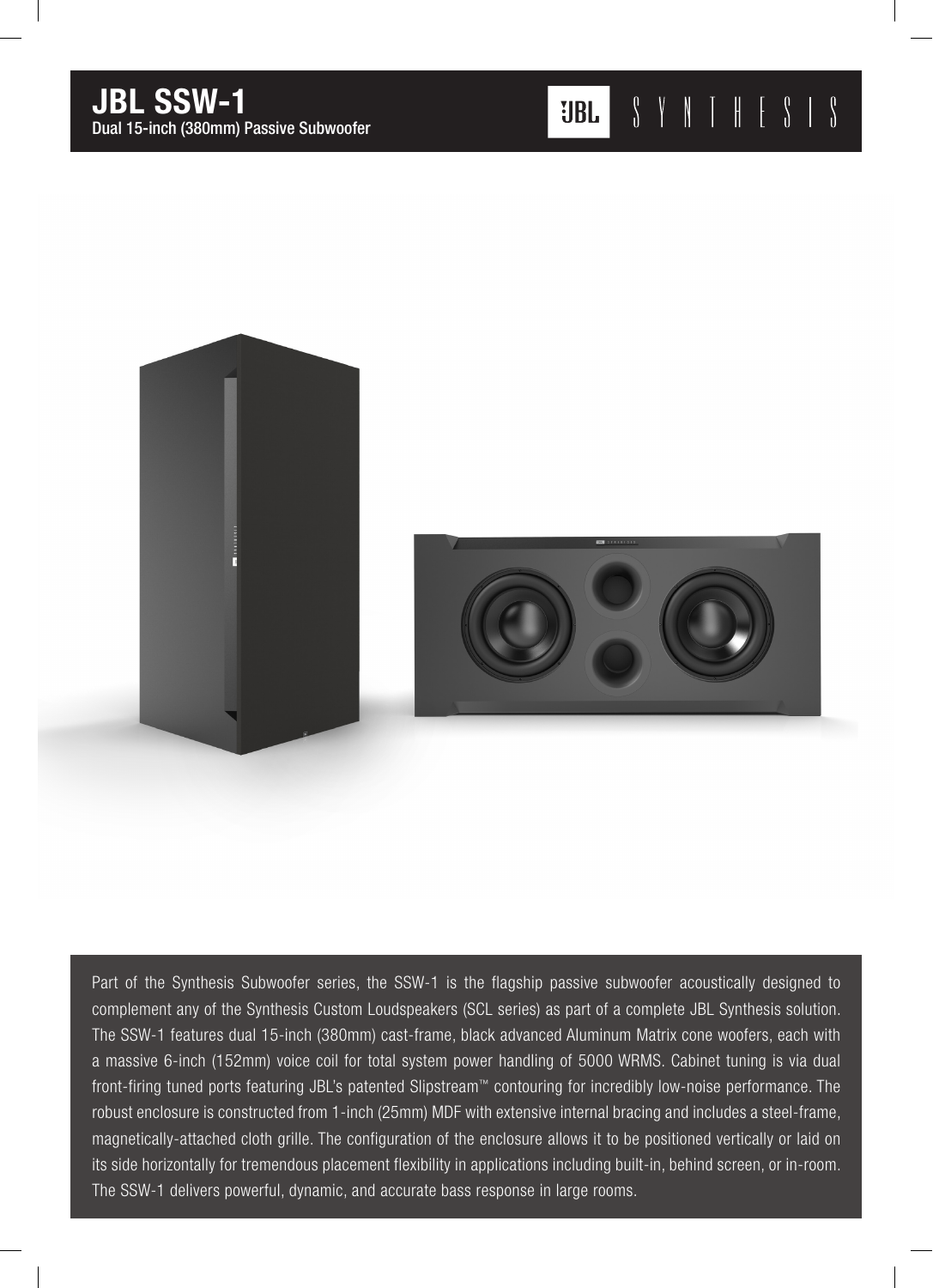# JBL SSW-1

Dual 15-inch (380mm) Passive Subwoofer

JBL SYNTHESIS

Part of the Synthesis Subwoofer series, the SSW-1 is the flagship passive subwoofer acoustically designed to complement any of the Synthesis Custom Loudspeakers (SCL series) as part of a complete JBL Synthesis solution. The SSW-1 features dual 15-inch (380mm) cast-frame, black advanced Aluminum Matrix cone woofers, each with a massive 6-inch (152mm) voice coil for total system power handling of 5000 WRMS. Cabinet tuning is via dual front-firing tuned ports featuring JBL's patented Slipstream™ contouring for incredibly low-noise performance. The robust enclosure is constructed from 1-inch (25mm) MDF with extensive internal bracing and includes a steel-frame, magnetically-attached cloth grille. The configuration of the enclosure allows it to be positioned vertically or laid on its side horizontally for tremendous placement flexibility in applications including built-in, behind screen, or in-room. The SSW-1 delivers powerful, dynamic, and accurate bass response in large rooms.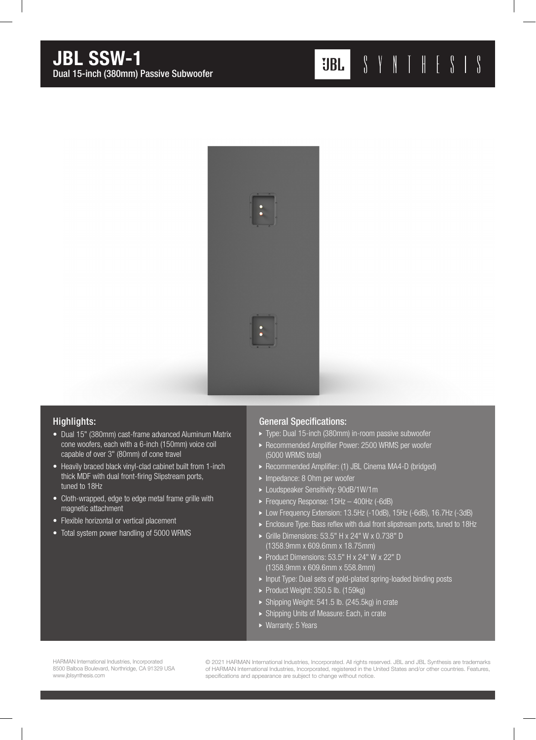# JBL SSW-1

Dual 15-inch (380mm) Passive Subwoofer

JBL SYNTHESIS

## Highlights:

- Dual 15" (380mm) cast-frame advanced Aluminum Matrix cone woofers, each with a 6-inch (150mm) voice coil capable of over 3" (80mm) of cone travel
- Heavily braced black vinyl-clad cabinet built from 1-inch thick MDF with dual front-firing Slipstream ports, tuned to 18Hz
- Cloth-wrapped, edge to edge metal frame grille with magnetic attachment
- Flexible horizontal or vertical placement
- Total system power handling of 5000 WRMS

## General Specifications:

- Type: Dual 15-inch (380mm) in-room passive subwoofer
- Recommended Amplifier Power: 2500 WRMS per woofer (5000 WRMS total)
- Recommended Amplifier: (1) JBL Cinema MA4-D (bridged)
- Impedance: 8 Ohm per woofer
- Loudspeaker Sensitivity: 90dB/1W/1m
- Frequency Response: 15Hz – 400Hz (-6dB)
- Low Frequency Extension: 13.5Hz (-10dB), 15Hz (-6dB), 16.7Hz (-3dB)
- Enclosure Type: Bass reflex with dual front slipstream ports, tuned to 18Hz
- Grille Dimensions: 53.5" H x 24" W x 0.738" D (1358.9mm x 609.6mm x 18.75mm)
- Product Dimensions: 53.5" H x 24" W x 22" D (1358.9mm x 609.6mm x 558.8mm)
- Input Type: Dual sets of gold-plated spring-loaded binding posts
- Product Weight: 350.5 lb. (159kg)
- Shipping Weight: 541.5 lb. (245.5kg) in crate
- Shipping Units of Measure: Each, in crate
- Warranty: 5 Years

HARMAN International Industries, Incorporated
8500 Balboa Boulevard, Northridge, CA 91329 USA
www.jblsynthesis.com

© 2021 HARMAN International Industries, Incorporated. All rights reserved. JBL and JBL Synthesis are trademarks of HARMAN International Industries, Incorporated, registered in the United States and/or other countries. Features, specifications and appearance are subject to change without notice.